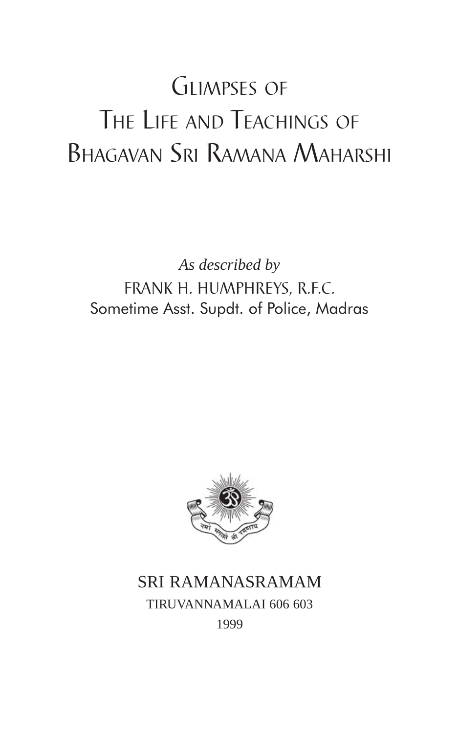# Glimpses of The Life and Teachings of Bhagavan Sri Ramana Maharshi

*As described by*

FRANK H. HUMPHREYS, R.F.C.

Sometime Asst. Supdt. of Police, Madras

नमो भगवते श्री रमणाय

SRI RAMANASRAMAM

TIRUVANNAMALAI 606 603

1999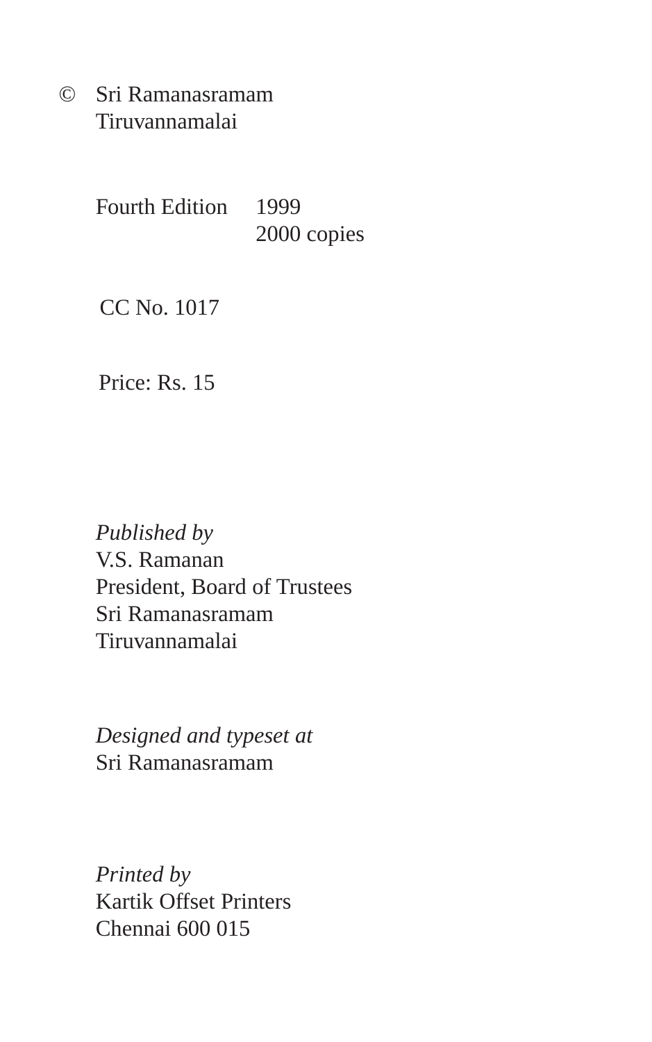© Sri Ramanasramam
Tiruvannamalai

Fourth Edition 1999
2000 copies

CC No. 1017

Price: Rs. 15

*Published by*
V.S. Ramanan
President, Board of Trustees
Sri Ramanasramam
Tiruvannamalai

*Designed and typeset at*
Sri Ramanasramam

*Printed by*
Kartik Offset Printers
Chennai 600 015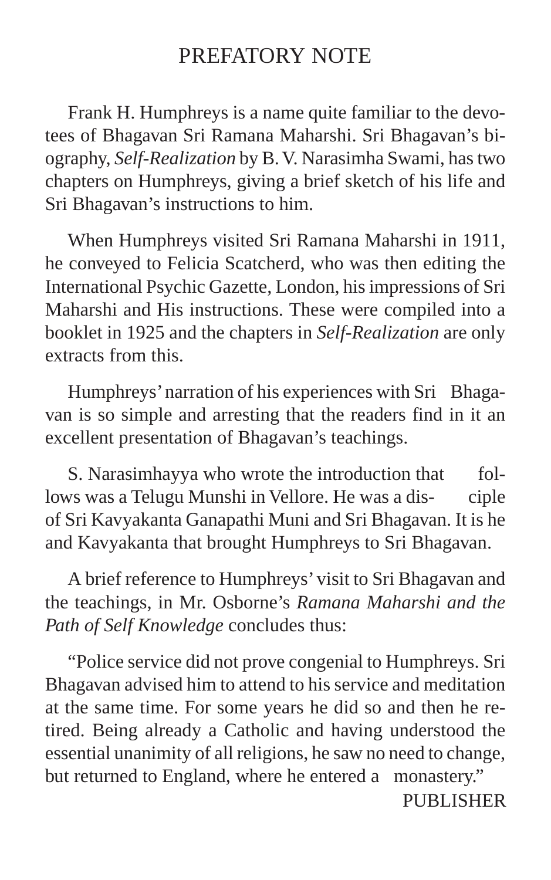# PREFATORY NOTE

Frank H. Humphreys is a name quite familiar to the devotees of Bhagavan Sri Ramana Maharshi. Sri Bhagavan's biography, *Self-Realization* by B. V. Narasimha Swami, has two chapters on Humphreys, giving a brief sketch of his life and Sri Bhagavan's instructions to him.

When Humphreys visited Sri Ramana Maharshi in 1911, he conveyed to Felicia Scatcherd, who was then editing the International Psychic Gazette, London, his impressions of Sri Maharshi and His instructions. These were compiled into a booklet in 1925 and the chapters in *Self-Realization* are only extracts from this.

Humphreys' narration of his experiences with Sri Bhagavan is so simple and arresting that the readers find in it an excellent presentation of Bhagavan's teachings.

S. Narasimhayya who wrote the introduction that follows was a Telugu Munshi in Vellore. He was a disciple of Sri Kavyakanta Ganapathi Muni and Sri Bhagavan. It is he and Kavyakanta that brought Humphreys to Sri Bhagavan.

A brief reference to Humphreys' visit to Sri Bhagavan and the teachings, in Mr. Osborne's *Ramana Maharshi and the Path of Self Knowledge* concludes thus:

"Police service did not prove congenial to Humphreys. Sri Bhagavan advised him to attend to his service and meditation at the same time. For some years he did so and then he retired. Being already a Catholic and having understood the essential unanimity of all religions, he saw no need to change, but returned to England, where he entered a monastery."

PUBLISHER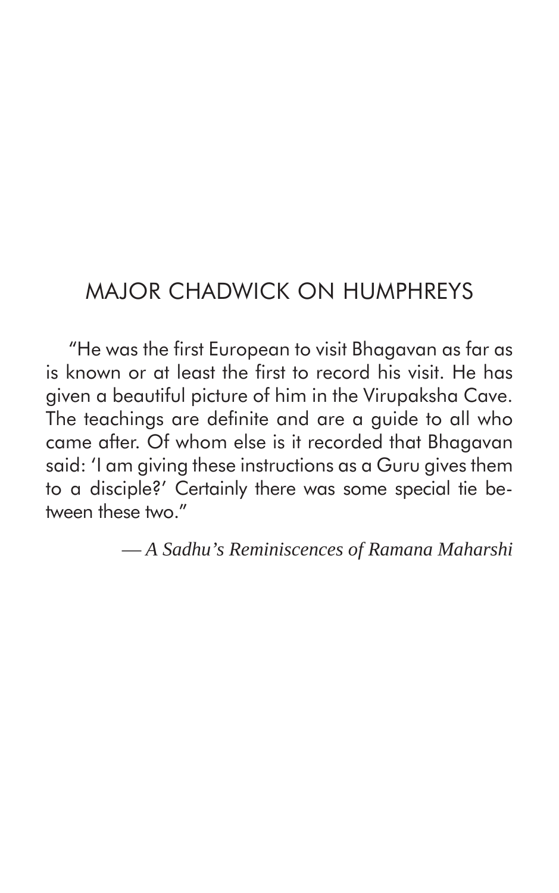## MAJOR CHADWICK ON HUMPHREYS

"He was the first European to visit Bhagavan as far as is known or at least the first to record his visit. He has given a beautiful picture of him in the Virupaksha Cave. The teachings are definite and are a guide to all who came after. Of whom else is it recorded that Bhagavan said: 'I am giving these instructions as a Guru gives them to a disciple?' Certainly there was some special tie between these two."

— *A Sadhu's Reminiscences of Ramana Maharshi*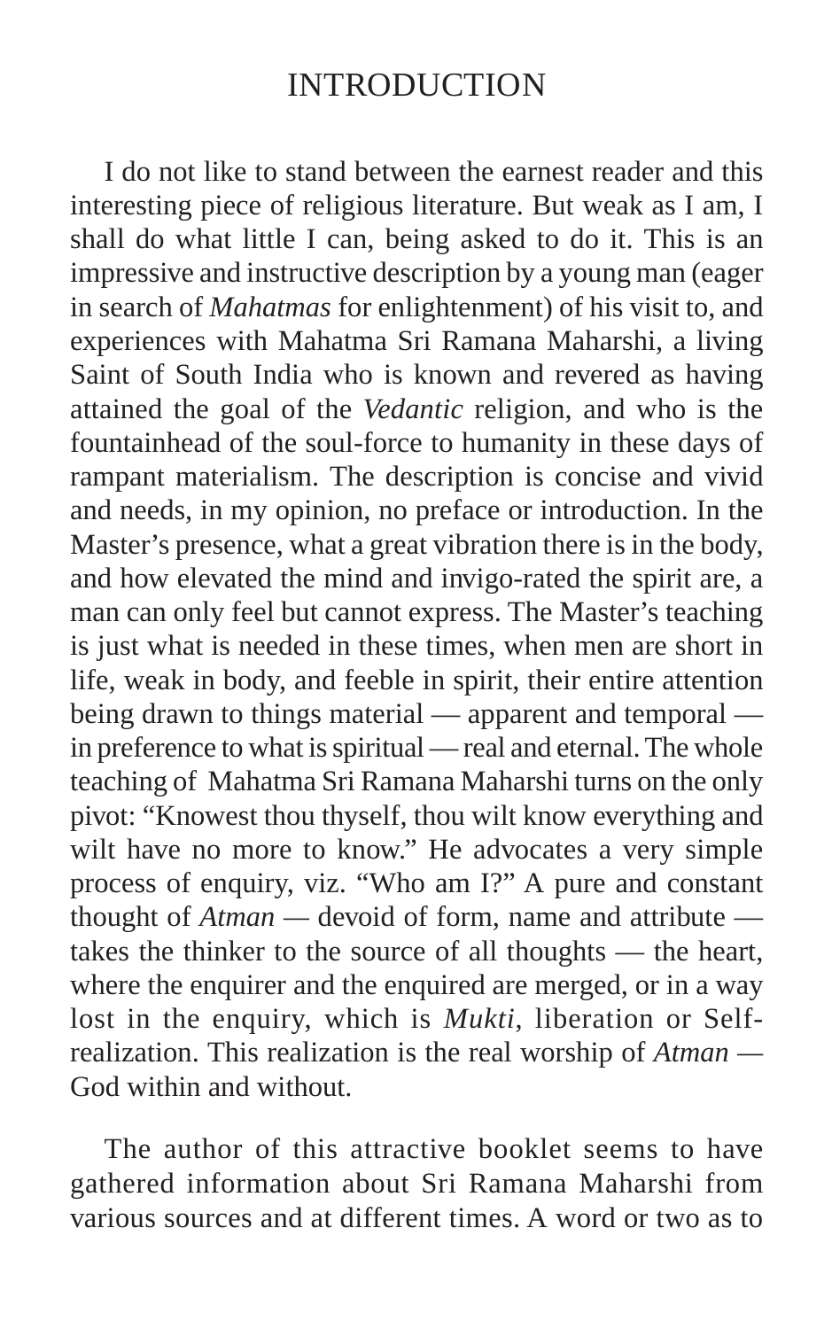# INTRODUCTION

I do not like to stand between the earnest reader and this interesting piece of religious literature. But weak as I am, I shall do what little I can, being asked to do it. This is an impressive and instructive description by a young man (eager in search of *Mahatmas* for enlightenment) of his visit to, and experiences with Mahatma Sri Ramana Maharshi, a living Saint of South India who is known and revered as having attained the goal of the *Vedantic* religion, and who is the fountainhead of the soul-force to humanity in these days of rampant materialism. The description is concise and vivid and needs, in my opinion, no preface or introduction. In the Master's presence, what a great vibration there is in the body, and how elevated the mind and invigo-rated the spirit are, a man can only feel but cannot express. The Master's teaching is just what is needed in these times, when men are short in life, weak in body, and feeble in spirit, their entire attention being drawn to things material — apparent and temporal — in preference to what is spiritual — real and eternal. The whole teaching of Mahatma Sri Ramana Maharshi turns on the only pivot: "Knowest thou thyself, thou wilt know everything and wilt have no more to know." He advocates a very simple process of enquiry, viz. "Who am I?" A pure and constant thought of *Atman* — devoid of form, name and attribute — takes the thinker to the source of all thoughts — the heart, where the enquirer and the enquired are merged, or in a way lost in the enquiry, which is *Mukti*, liberation or Self-realization. This realization is the real worship of *Atman* — God within and without.

The author of this attractive booklet seems to have gathered information about Sri Ramana Maharshi from various sources and at different times. A word or two as to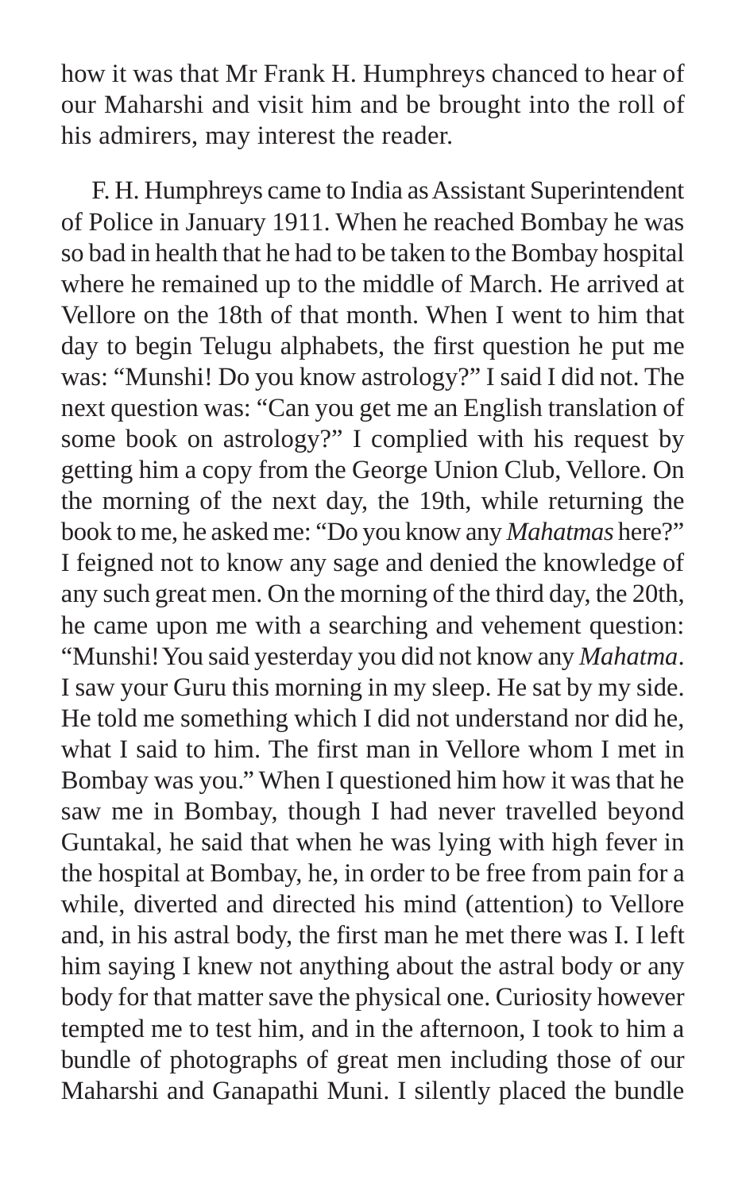how it was that Mr Frank H. Humphreys chanced to hear of our Maharshi and visit him and be brought into the roll of his admirers, may interest the reader.

F. H. Humphreys came to India as Assistant Superintendent of Police in January 1911. When he reached Bombay he was so bad in health that he had to be taken to the Bombay hospital where he remained up to the middle of March. He arrived at Vellore on the 18th of that month. When I went to him that day to begin Telugu alphabets, the first question he put me was: "Munshi! Do you know astrology?" I said I did not. The next question was: "Can you get me an English translation of some book on astrology?" I complied with his request by getting him a copy from the George Union Club, Vellore. On the morning of the next day, the 19th, while returning the book to me, he asked me: "Do you know any *Mahatmas* here?" I feigned not to know any sage and denied the knowledge of any such great men. On the morning of the third day, the 20th, he came upon me with a searching and vehement question: "Munshi! You said yesterday you did not know any *Mahatma*. I saw your Guru this morning in my sleep. He sat by my side. He told me something which I did not understand nor did he, what I said to him. The first man in Vellore whom I met in Bombay was you." When I questioned him how it was that he saw me in Bombay, though I had never travelled beyond Guntakal, he said that when he was lying with high fever in the hospital at Bombay, he, in order to be free from pain for a while, diverted and directed his mind (attention) to Vellore and, in his astral body, the first man he met there was I. I left him saying I knew not anything about the astral body or any body for that matter save the physical one. Curiosity however tempted me to test him, and in the afternoon, I took to him a bundle of photographs of great men including those of our Maharshi and Ganapathi Muni. I silently placed the bundle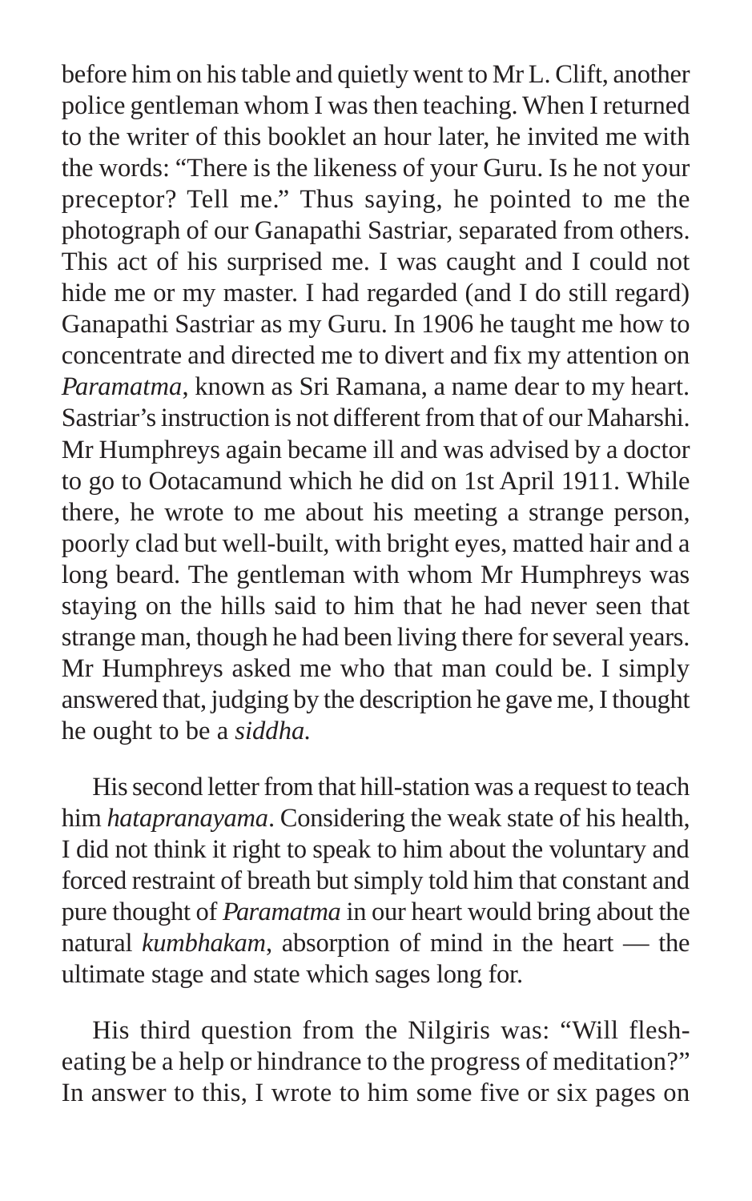before him on his table and quietly went to Mr L. Clift, another police gentleman whom I was then teaching. When I returned to the writer of this booklet an hour later, he invited me with the words: "There is the likeness of your Guru. Is he not your preceptor? Tell me." Thus saying, he pointed to me the photograph of our Ganapathi Sastriar, separated from others. This act of his surprised me. I was caught and I could not hide me or my master. I had regarded (and I do still regard) Ganapathi Sastriar as my Guru. In 1906 he taught me how to concentrate and directed me to divert and fix my attention on *Paramatma*, known as Sri Ramana, a name dear to my heart. Sastriar's instruction is not different from that of our Maharshi. Mr Humphreys again became ill and was advised by a doctor to go to Ootacamund which he did on 1st April 1911. While there, he wrote to me about his meeting a strange person, poorly clad but well-built, with bright eyes, matted hair and a long beard. The gentleman with whom Mr Humphreys was staying on the hills said to him that he had never seen that strange man, though he had been living there for several years. Mr Humphreys asked me who that man could be. I simply answered that, judging by the description he gave me, I thought he ought to be a *siddha.*

His second letter from that hill-station was a request to teach him *hatapranayama*. Considering the weak state of his health, I did not think it right to speak to him about the voluntary and forced restraint of breath but simply told him that constant and pure thought of *Paramatma* in our heart would bring about the natural *kumbhakam*, absorption of mind in the heart — the ultimate stage and state which sages long for.

His third question from the Nilgiris was: "Will flesh-eating be a help or hindrance to the progress of meditation?" In answer to this, I wrote to him some five or six pages on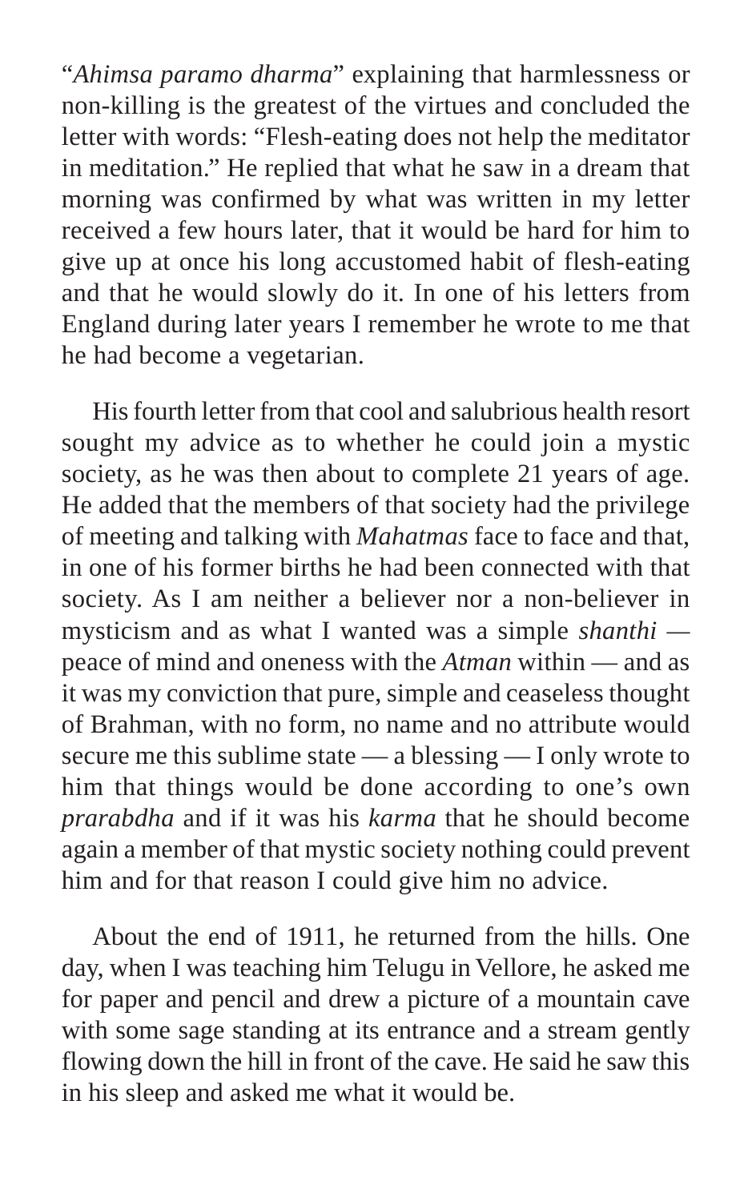"*Ahimsa paramo dharma*" explaining that harmlessness or non-killing is the greatest of the virtues and concluded the letter with words: "Flesh-eating does not help the meditator in meditation." He replied that what he saw in a dream that morning was confirmed by what was written in my letter received a few hours later, that it would be hard for him to give up at once his long accustomed habit of flesh-eating and that he would slowly do it. In one of his letters from England during later years I remember he wrote to me that he had become a vegetarian.

His fourth letter from that cool and salubrious health resort sought my advice as to whether he could join a mystic society, as he was then about to complete 21 years of age. He added that the members of that society had the privilege of meeting and talking with *Mahatmas* face to face and that, in one of his former births he had been connected with that society. As I am neither a believer nor a non-believer in mysticism and as what I wanted was a simple *shanthi* — peace of mind and oneness with the *Atman* within — and as it was my conviction that pure, simple and ceaseless thought of Brahman, with no form, no name and no attribute would secure me this sublime state — a blessing — I only wrote to him that things would be done according to one's own *prarabdha* and if it was his *karma* that he should become again a member of that mystic society nothing could prevent him and for that reason I could give him no advice.

About the end of 1911, he returned from the hills. One day, when I was teaching him Telugu in Vellore, he asked me for paper and pencil and drew a picture of a mountain cave with some sage standing at its entrance and a stream gently flowing down the hill in front of the cave. He said he saw this in his sleep and asked me what it would be.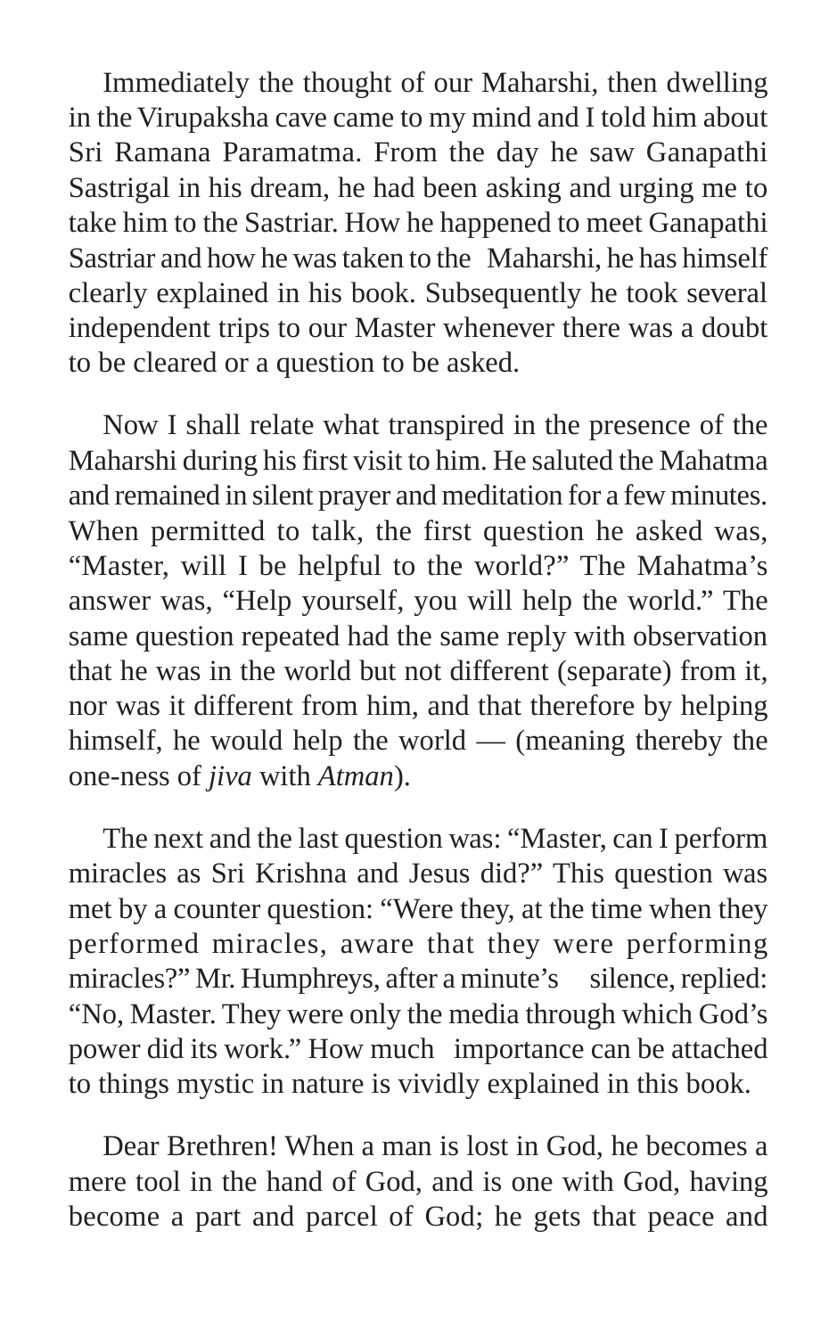Immediately the thought of our Maharshi, then dwelling in the Virupaksha cave came to my mind and I told him about Sri Ramana Paramatma. From the day he saw Ganapathi Sastrigal in his dream, he had been asking and urging me to take him to the Sastriar. How he happened to meet Ganapathi Sastriar and how he was taken to the Maharshi, he has himself clearly explained in his book. Subsequently he took several independent trips to our Master whenever there was a doubt to be cleared or a question to be asked.

Now I shall relate what transpired in the presence of the Maharshi during his first visit to him. He saluted the Mahatma and remained in silent prayer and meditation for a few minutes. When permitted to talk, the first question he asked was, "Master, will I be helpful to the world?" The Mahatma's answer was, "Help yourself, you will help the world." The same question repeated had the same reply with observation that he was in the world but not different (separate) from it, nor was it different from him, and that therefore by helping himself, he would help the world — (meaning thereby the one-ness of *jiva* with *Atman*).

The next and the last question was: "Master, can I perform miracles as Sri Krishna and Jesus did?" This question was met by a counter question: "Were they, at the time when they performed miracles, aware that they were performing miracles?" Mr. Humphreys, after a minute's silence, replied: "No, Master. They were only the media through which God's power did its work." How much importance can be attached to things mystic in nature is vividly explained in this book.

Dear Brethren! When a man is lost in God, he becomes a mere tool in the hand of God, and is one with God, having become a part and parcel of God; he gets that peace and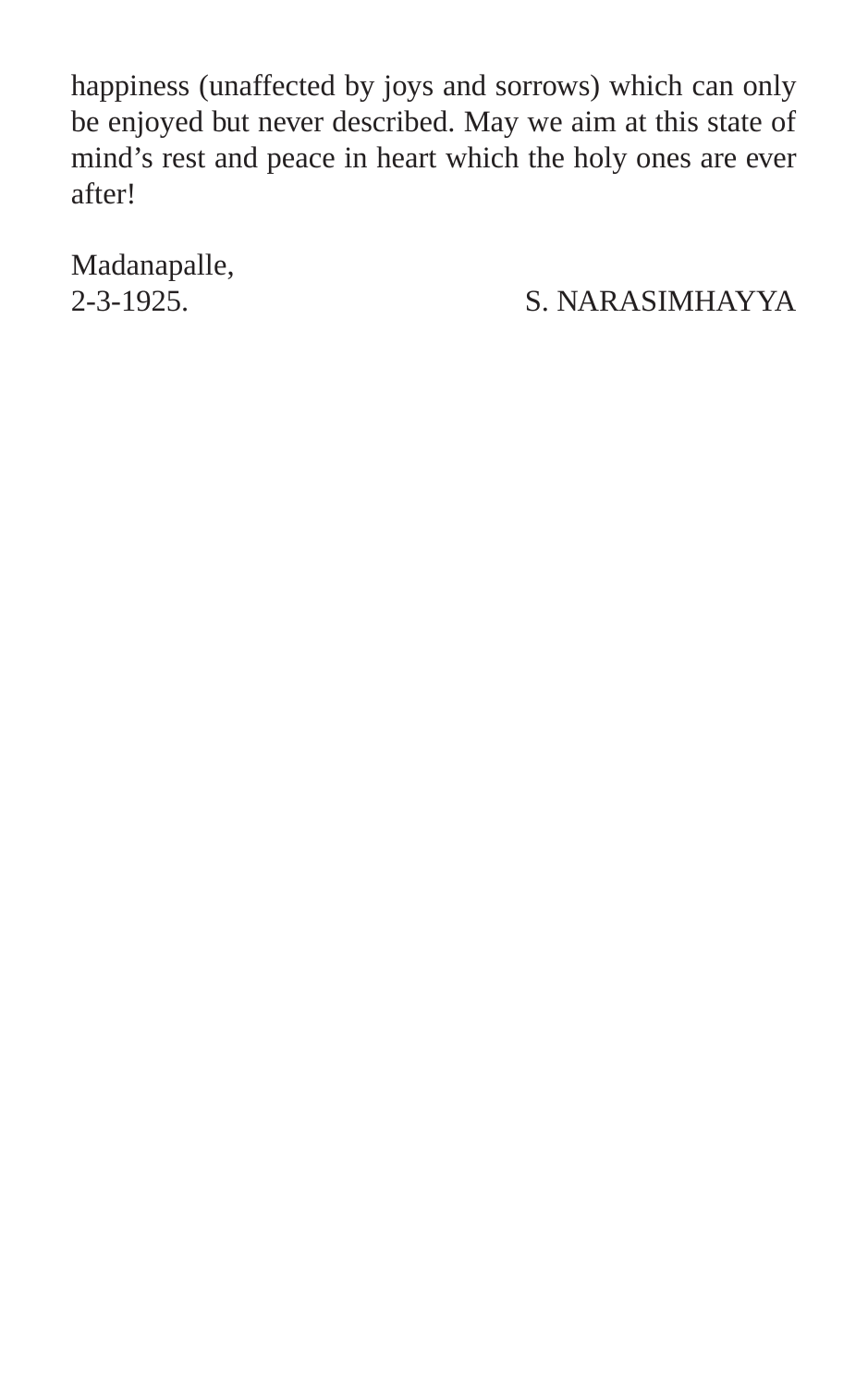happiness (unaffected by joys and sorrows) which can only be enjoyed but never described. May we aim at this state of mind's rest and peace in heart which the holy ones are ever after!

Madanapalle,
2-3-1925. S. NARASIMHAYYA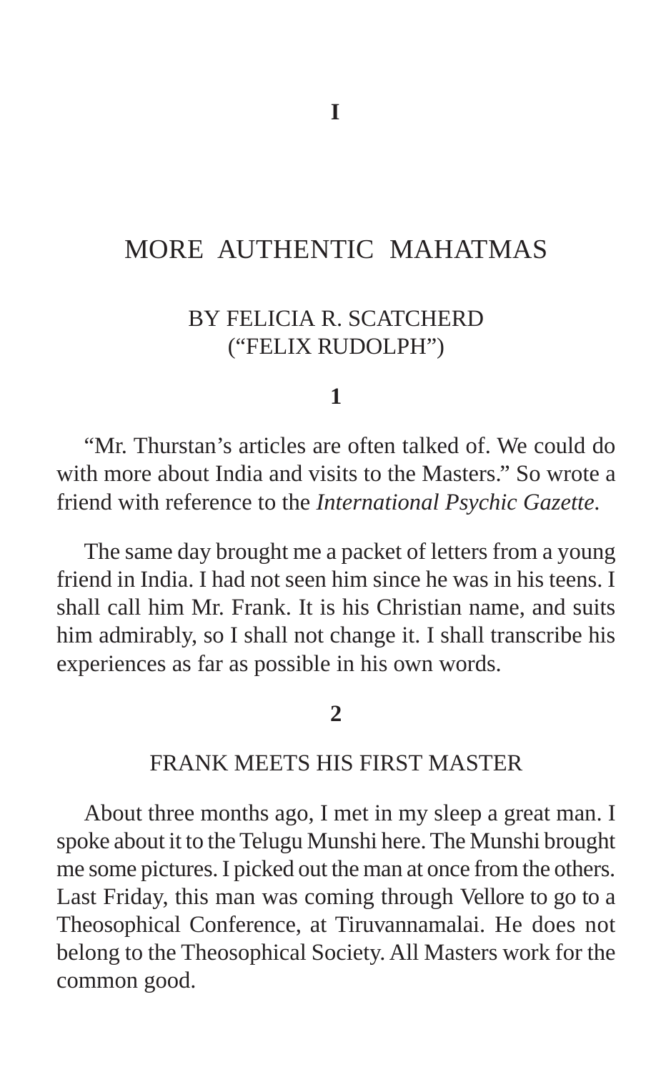# I

## MORE AUTHENTIC MAHATMAS

### BY FELICIA R. SCATCHERD (“FELIX RUDOLPH”)

**1**

“Mr. Thurstan’s articles are often talked of. We could do with more about India and visits to the Masters.” So wrote a friend with reference to the *International Psychic Gazette*.

The same day brought me a packet of letters from a young friend in India. I had not seen him since he was in his teens. I shall call him Mr. Frank. It is his Christian name, and suits him admirably, so I shall not change it. I shall transcribe his experiences as far as possible in his own words.

**2**

### FRANK MEETS HIS FIRST MASTER

About three months ago, I met in my sleep a great man. I spoke about it to the Telugu Munshi here. The Munshi brought me some pictures. I picked out the man at once from the others. Last Friday, this man was coming through Vellore to go to a Theosophical Conference, at Tiruvannamalai. He does not belong to the Theosophical Society. All Masters work for the common good.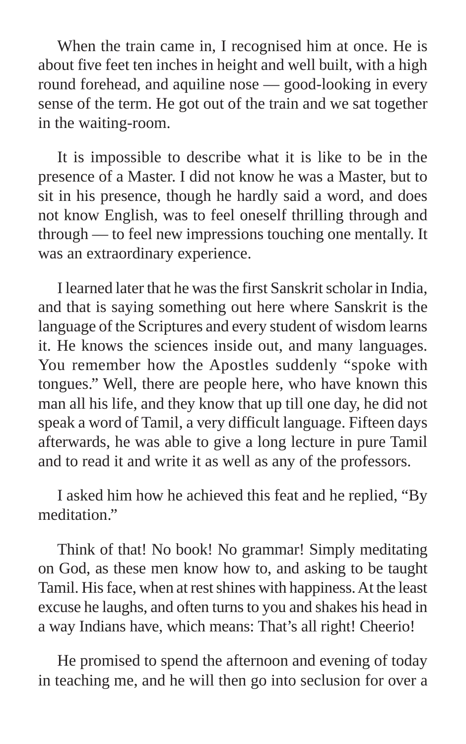When the train came in, I recognised him at once. He is about five feet ten inches in height and well built, with a high round forehead, and aquiline nose — good-looking in every sense of the term. He got out of the train and we sat together in the waiting-room.

It is impossible to describe what it is like to be in the presence of a Master. I did not know he was a Master, but to sit in his presence, though he hardly said a word, and does not know English, was to feel oneself thrilling through and through — to feel new impressions touching one mentally. It was an extraordinary experience.

I learned later that he was the first Sanskrit scholar in India, and that is saying something out here where Sanskrit is the language of the Scriptures and every student of wisdom learns it. He knows the sciences inside out, and many languages. You remember how the Apostles suddenly "spoke with tongues." Well, there are people here, who have known this man all his life, and they know that up till one day, he did not speak a word of Tamil, a very difficult language. Fifteen days afterwards, he was able to give a long lecture in pure Tamil and to read it and write it as well as any of the professors.

I asked him how he achieved this feat and he replied, "By meditation."

Think of that! No book! No grammar! Simply meditating on God, as these men know how to, and asking to be taught Tamil. His face, when at rest shines with happiness. At the least excuse he laughs, and often turns to you and shakes his head in a way Indians have, which means: That's all right! Cheerio!

He promised to spend the afternoon and evening of today in teaching me, and he will then go into seclusion for over a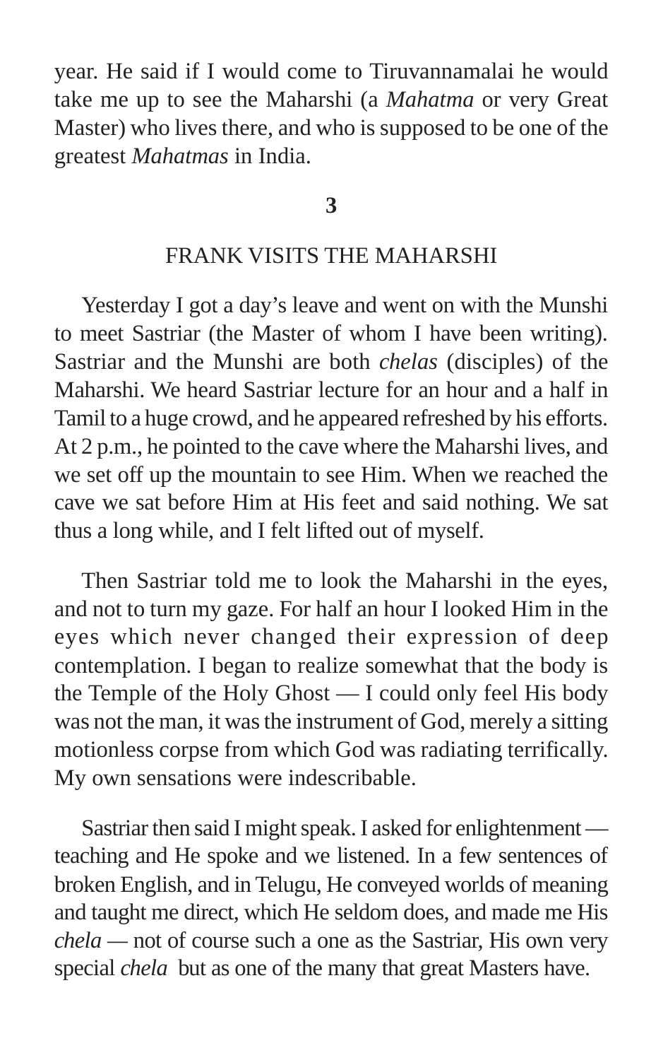year. He said if I would come to Tiruvannamalai he would take me up to see the Maharshi (a *Mahatma* or very Great Master) who lives there, and who is supposed to be one of the greatest *Mahatmas* in India.

## 3

## FRANK VISITS THE MAHARSHI

Yesterday I got a day's leave and went on with the Munshi to meet Sastriar (the Master of whom I have been writing). Sastriar and the Munshi are both *chelas* (disciples) of the Maharshi. We heard Sastriar lecture for an hour and a half in Tamil to a huge crowd, and he appeared refreshed by his efforts. At 2 p.m., he pointed to the cave where the Maharshi lives, and we set off up the mountain to see Him. When we reached the cave we sat before Him at His feet and said nothing. We sat thus a long while, and I felt lifted out of myself.

Then Sastriar told me to look the Maharshi in the eyes, and not to turn my gaze. For half an hour I looked Him in the eyes which never changed their expression of deep contemplation. I began to realize somewhat that the body is the Temple of the Holy Ghost — I could only feel His body was not the man, it was the instrument of God, merely a sitting motionless corpse from which God was radiating terrifically. My own sensations were indescribable.

Sastriar then said I might speak. I asked for enlightenment — teaching and He spoke and we listened. In a few sentences of broken English, and in Telugu, He conveyed worlds of meaning and taught me direct, which He seldom does, and made me His *chela* — not of course such a one as the Sastriar, His own very special *chela* but as one of the many that great Masters have.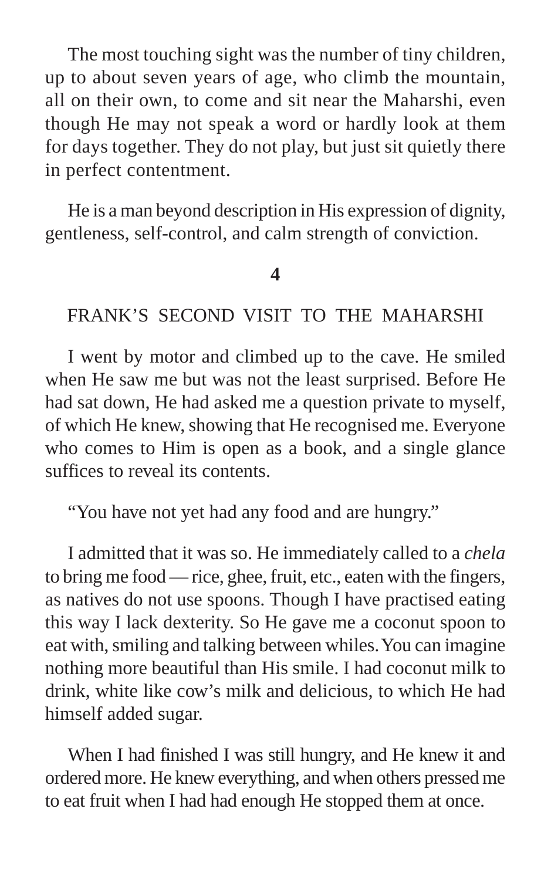The most touching sight was the number of tiny children, up to about seven years of age, who climb the mountain, all on their own, to come and sit near the Maharshi, even though He may not speak a word or hardly look at them for days together. They do not play, but just sit quietly there in perfect contentment.

He is a man beyond description in His expression of dignity, gentleness, self-control, and calm strength of conviction.

## 4

## FRANK'S SECOND VISIT TO THE MAHARSHI

I went by motor and climbed up to the cave. He smiled when He saw me but was not the least surprised. Before He had sat down, He had asked me a question private to myself, of which He knew, showing that He recognised me. Everyone who comes to Him is open as a book, and a single glance suffices to reveal its contents.

"You have not yet had any food and are hungry."

I admitted that it was so. He immediately called to a *chela* to bring me food — rice, ghee, fruit, etc., eaten with the fingers, as natives do not use spoons. Though I have practised eating this way I lack dexterity. So He gave me a coconut spoon to eat with, smiling and talking between whiles. You can imagine nothing more beautiful than His smile. I had coconut milk to drink, white like cow's milk and delicious, to which He had himself added sugar.

When I had finished I was still hungry, and He knew it and ordered more. He knew everything, and when others pressed me to eat fruit when I had had enough He stopped them at once.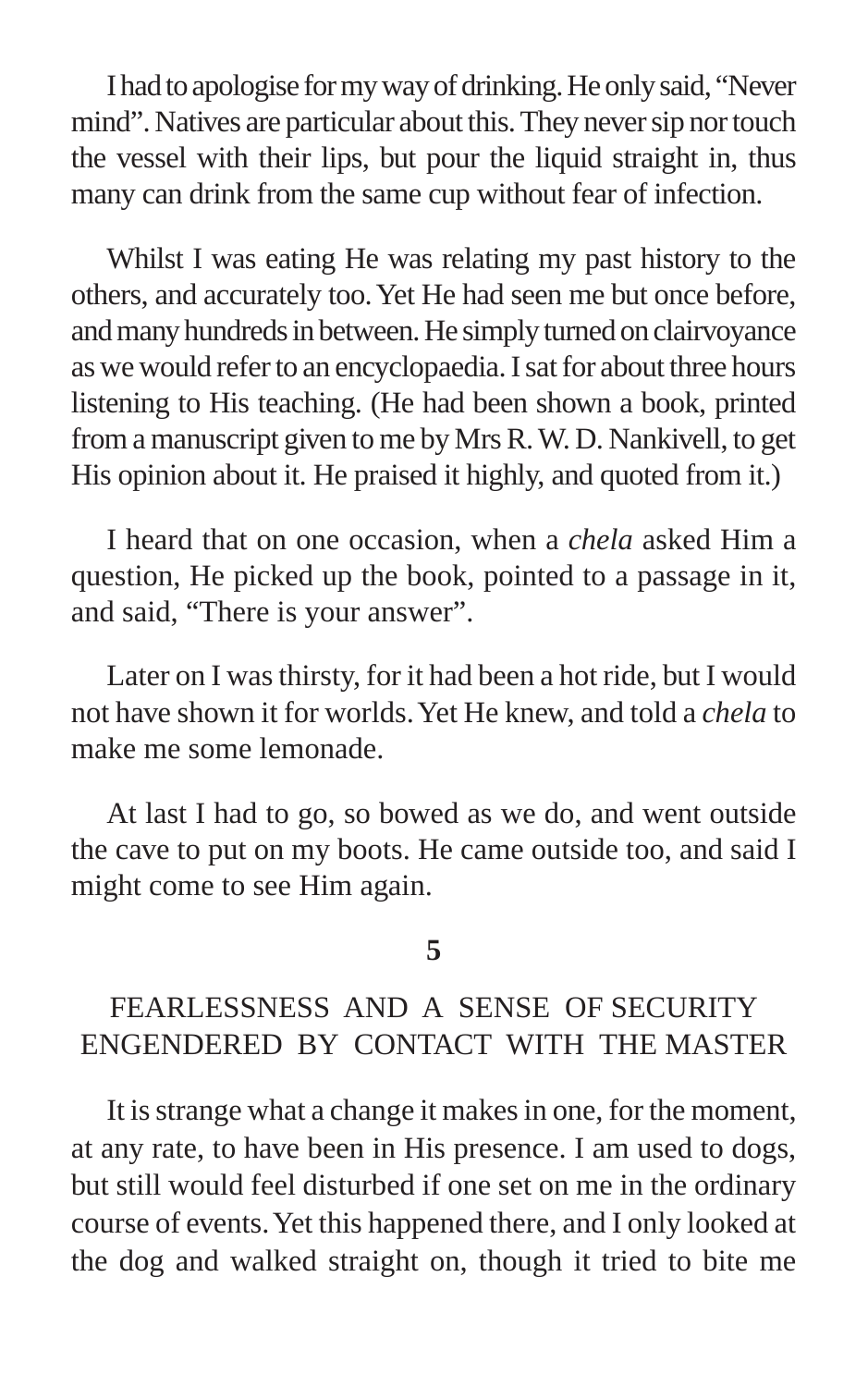I had to apologise for my way of drinking. He only said, “Never mind”. Natives are particular about this. They never sip nor touch the vessel with their lips, but pour the liquid straight in, thus many can drink from the same cup without fear of infection.

Whilst I was eating He was relating my past history to the others, and accurately too. Yet He had seen me but once before, and many hundreds in between. He simply turned on clairvoyance as we would refer to an encyclopaedia. I sat for about three hours listening to His teaching. (He had been shown a book, printed from a manuscript given to me by Mrs R. W. D. Nankivell, to get His opinion about it. He praised it highly, and quoted from it.)

I heard that on one occasion, when a *chela* asked Him a question, He picked up the book, pointed to a passage in it, and said, “There is your answer”.

Later on I was thirsty, for it had been a hot ride, but I would not have shown it for worlds. Yet He knew, and told a *chela* to make me some lemonade.

At last I had to go, so bowed as we do, and went outside the cave to put on my boots. He came outside too, and said I might come to see Him again.

## 5

## FEARLESSNESS AND A SENSE OF SECURITY ENGENDERED BY CONTACT WITH THE MASTER

It is strange what a change it makes in one, for the moment, at any rate, to have been in His presence. I am used to dogs, but still would feel disturbed if one set on me in the ordinary course of events. Yet this happened there, and I only looked at the dog and walked straight on, though it tried to bite me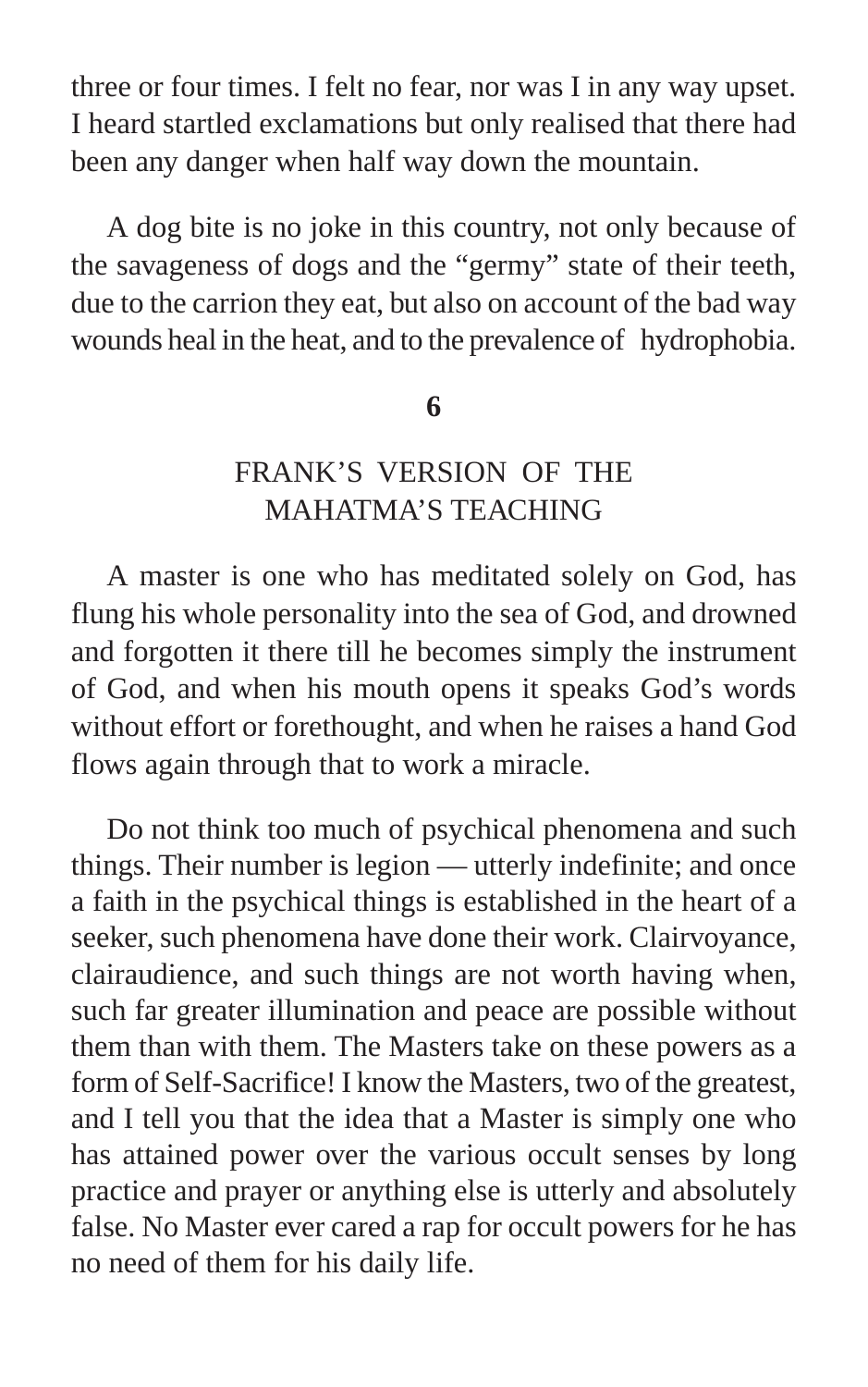three or four times. I felt no fear, nor was I in any way upset. I heard startled exclamations but only realised that there had been any danger when half way down the mountain.

A dog bite is no joke in this country, not only because of the savageness of dogs and the "germy" state of their teeth, due to the carrion they eat, but also on account of the bad way wounds heal in the heat, and to the prevalence of hydrophobia.

## 6

## FRANK'S VERSION OF THE MAHATMA'S TEACHING

A master is one who has meditated solely on God, has flung his whole personality into the sea of God, and drowned and forgotten it there till he becomes simply the instrument of God, and when his mouth opens it speaks God's words without effort or forethought, and when he raises a hand God flows again through that to work a miracle.

Do not think too much of psychical phenomena and such things. Their number is legion — utterly indefinite; and once a faith in the psychical things is established in the heart of a seeker, such phenomena have done their work. Clairvoyance, clairaudience, and such things are not worth having when, such far greater illumination and peace are possible without them than with them. The Masters take on these powers as a form of Self-Sacrifice! I know the Masters, two of the greatest, and I tell you that the idea that a Master is simply one who has attained power over the various occult senses by long practice and prayer or anything else is utterly and absolutely false. No Master ever cared a rap for occult powers for he has no need of them for his daily life.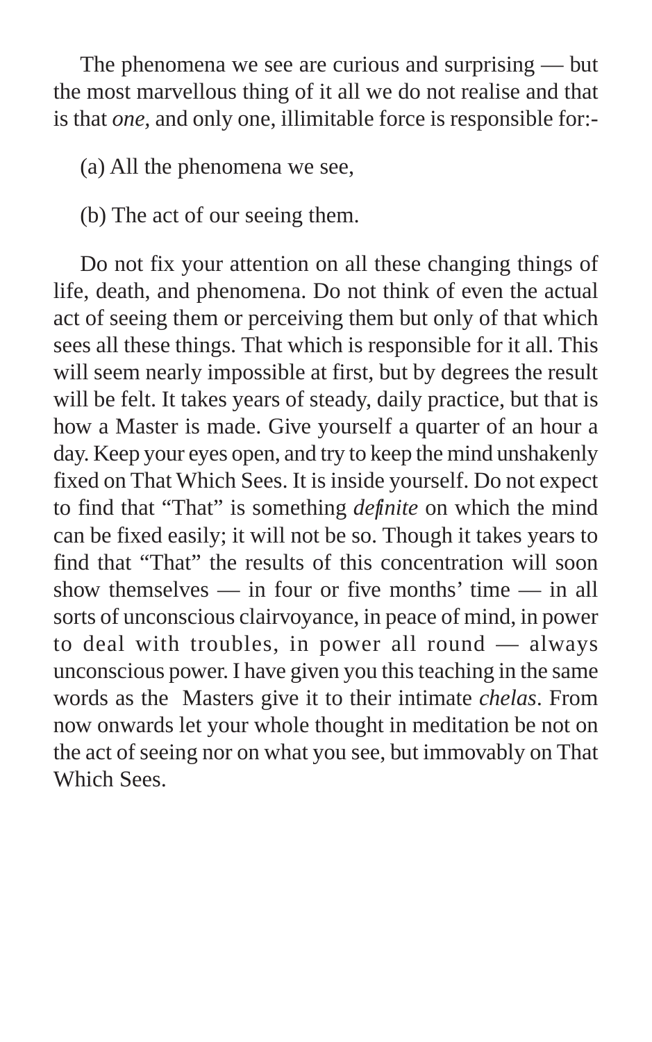The phenomena we see are curious and surprising — but the most marvellous thing of it all we do not realise and that is that *one*, and only one, illimitable force is responsible for:-

(a) All the phenomena we see,

(b) The act of our seeing them.

Do not fix your attention on all these changing things of life, death, and phenomena. Do not think of even the actual act of seeing them or perceiving them but only of that which sees all these things. That which is responsible for it all. This will seem nearly impossible at first, but by degrees the result will be felt. It takes years of steady, daily practice, but that is how a Master is made. Give yourself a quarter of an hour a day. Keep your eyes open, and try to keep the mind unshakenly fixed on That Which Sees. It is inside yourself. Do not expect to find that "That" is something *definite* on which the mind can be fixed easily; it will not be so. Though it takes years to find that "That" the results of this concentration will soon show themselves — in four or five months' time — in all sorts of unconscious clairvoyance, in peace of mind, in power to deal with troubles, in power all round — always unconscious power. I have given you this teaching in the same words as the Masters give it to their intimate *chelas*. From now onwards let your whole thought in meditation be not on the act of seeing nor on what you see, but immovably on That Which Sees.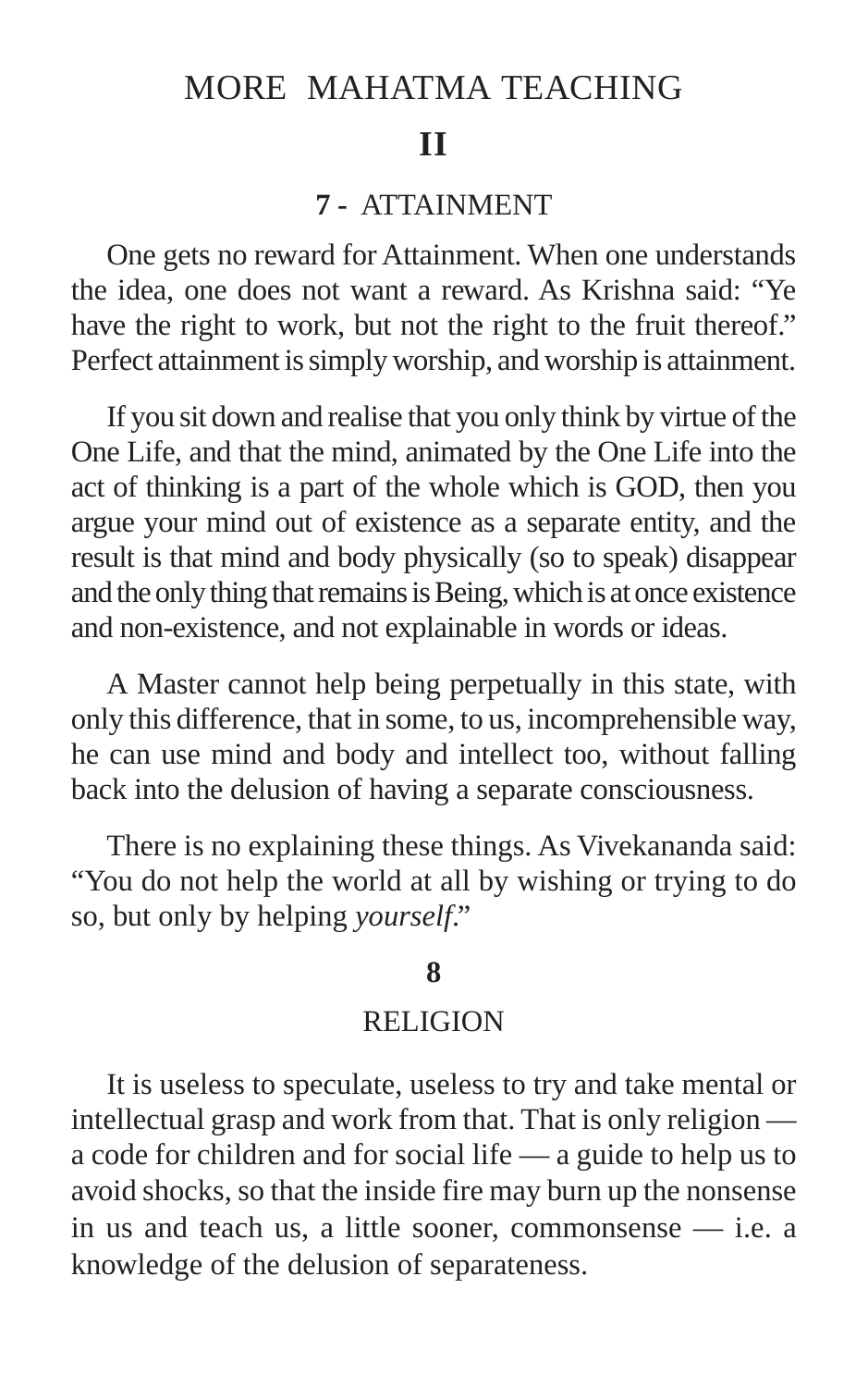# MORE MAHATMA TEACHING

## II

### 7 - ATTAINMENT

One gets no reward for Attainment. When one understands the idea, one does not want a reward. As Krishna said: "Ye have the right to work, but not the right to the fruit thereof." Perfect attainment is simply worship, and worship is attainment.

If you sit down and realise that you only think by virtue of the One Life, and that the mind, animated by the One Life into the act of thinking is a part of the whole which is GOD, then you argue your mind out of existence as a separate entity, and the result is that mind and body physically (so to speak) disappear and the only thing that remains is Being, which is at once existence and non-existence, and not explainable in words or ideas.

A Master cannot help being perpetually in this state, with only this difference, that in some, to us, incomprehensible way, he can use mind and body and intellect too, without falling back into the delusion of having a separate consciousness.

There is no explaining these things. As Vivekananda said: "You do not help the world at all by wishing or trying to do so, but only by helping *yourself*."

### 8

### RELIGION

It is useless to speculate, useless to try and take mental or intellectual grasp and work from that. That is only religion — a code for children and for social life — a guide to help us to avoid shocks, so that the inside fire may burn up the nonsense in us and teach us, a little sooner, commonsense — i.e. a knowledge of the delusion of separateness.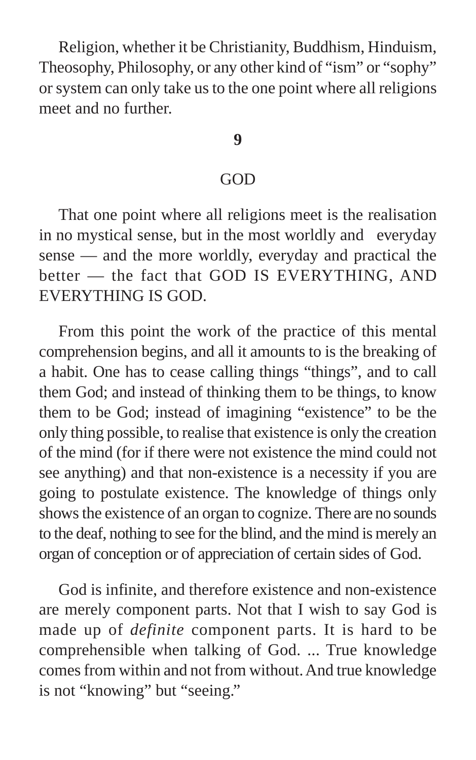Religion, whether it be Christianity, Buddhism, Hinduism, Theosophy, Philosophy, or any other kind of "ism" or "sophy" or system can only take us to the one point where all religions meet and no further.

## 9

## GOD

That one point where all religions meet is the realisation in no mystical sense, but in the most worldly and everyday sense — and the more worldly, everyday and practical the better — the fact that GOD IS EVERYTHING, AND EVERYTHING IS GOD.

From this point the work of the practice of this mental comprehension begins, and all it amounts to is the breaking of a habit. One has to cease calling things "things", and to call them God; and instead of thinking them to be things, to know them to be God; instead of imagining "existence" to be the only thing possible, to realise that existence is only the creation of the mind (for if there were not existence the mind could not see anything) and that non-existence is a necessity if you are going to postulate existence. The knowledge of things only shows the existence of an organ to cognize. There are no sounds to the deaf, nothing to see for the blind, and the mind is merely an organ of conception or of appreciation of certain sides of God.

God is infinite, and therefore existence and non-existence are merely component parts. Not that I wish to say God is made up of *definite* component parts. It is hard to be comprehensible when talking of God. ... True knowledge comes from within and not from without. And true knowledge is not "knowing" but "seeing."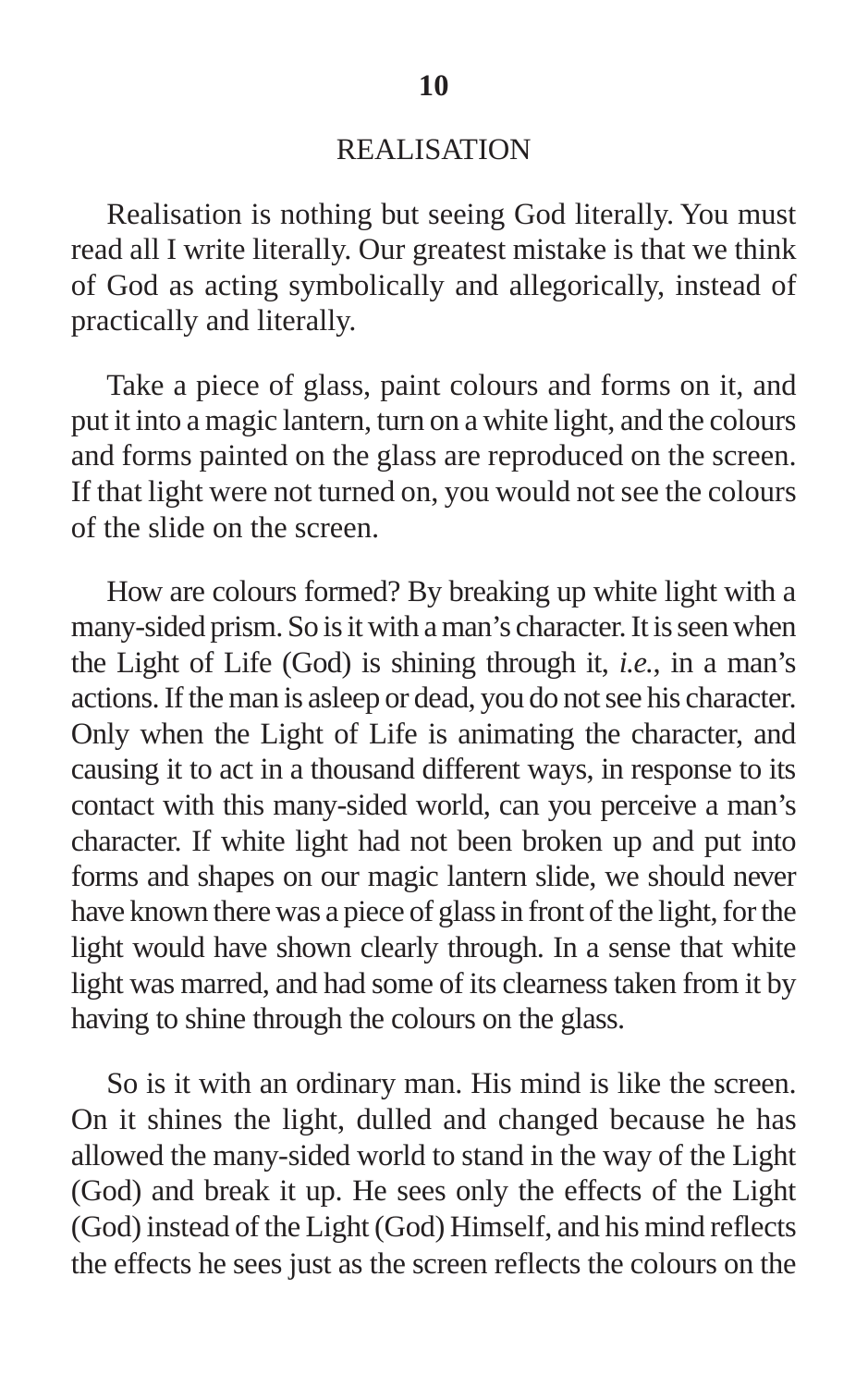# 10

## REALISATION

Realisation is nothing but seeing God literally. You must read all I write literally. Our greatest mistake is that we think of God as acting symbolically and allegorically, instead of practically and literally.

Take a piece of glass, paint colours and forms on it, and put it into a magic lantern, turn on a white light, and the colours and forms painted on the glass are reproduced on the screen. If that light were not turned on, you would not see the colours of the slide on the screen.

How are colours formed? By breaking up white light with a many-sided prism. So is it with a man's character. It is seen when the Light of Life (God) is shining through it, *i.e.*, in a man's actions. If the man is asleep or dead, you do not see his character. Only when the Light of Life is animating the character, and causing it to act in a thousand different ways, in response to its contact with this many-sided world, can you perceive a man's character. If white light had not been broken up and put into forms and shapes on our magic lantern slide, we should never have known there was a piece of glass in front of the light, for the light would have shown clearly through. In a sense that white light was marred, and had some of its clearness taken from it by having to shine through the colours on the glass.

So is it with an ordinary man. His mind is like the screen. On it shines the light, dulled and changed because he has allowed the many-sided world to stand in the way of the Light (God) and break it up. He sees only the effects of the Light (God) instead of the Light (God) Himself, and his mind reflects the effects he sees just as the screen reflects the colours on the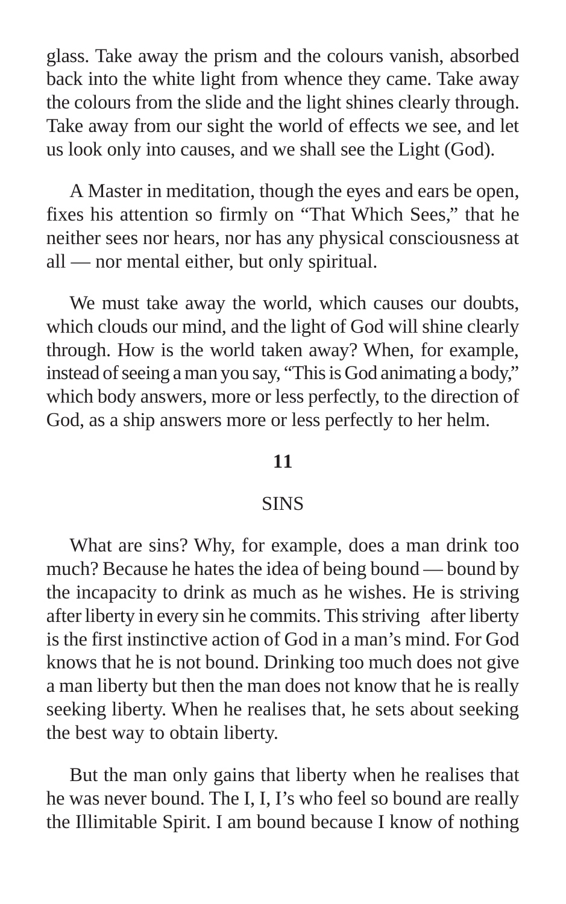glass. Take away the prism and the colours vanish, absorbed back into the white light from whence they came. Take away the colours from the slide and the light shines clearly through. Take away from our sight the world of effects we see, and let us look only into causes, and we shall see the Light (God).

A Master in meditation, though the eyes and ears be open, fixes his attention so firmly on "That Which Sees," that he neither sees nor hears, nor has any physical consciousness at all — nor mental either, but only spiritual.

We must take away the world, which causes our doubts, which clouds our mind, and the light of God will shine clearly through. How is the world taken away? When, for example, instead of seeing a man you say, "This is God animating a body," which body answers, more or less perfectly, to the direction of God, as a ship answers more or less perfectly to her helm.

## 11

## SINS

What are sins? Why, for example, does a man drink too much? Because he hates the idea of being bound — bound by the incapacity to drink as much as he wishes. He is striving after liberty in every sin he commits. This striving after liberty is the first instinctive action of God in a man's mind. For God knows that he is not bound. Drinking too much does not give a man liberty but then the man does not know that he is really seeking liberty. When he realises that, he sets about seeking the best way to obtain liberty.

But the man only gains that liberty when he realises that he was never bound. The I, I, I's who feel so bound are really the Illimitable Spirit. I am bound because I know of nothing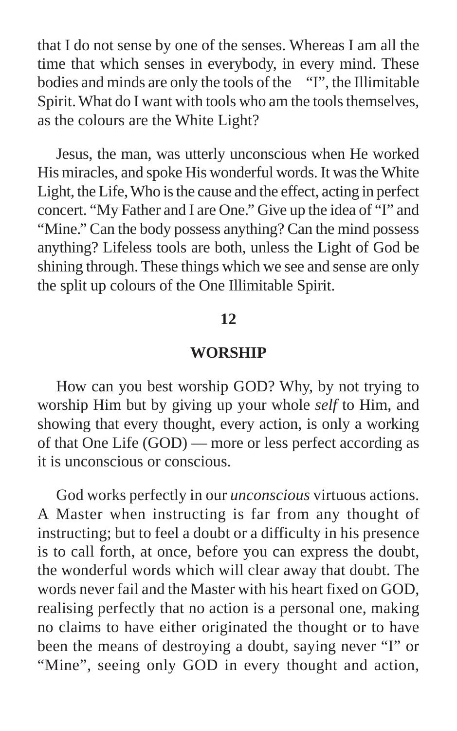that I do not sense by one of the senses. Whereas I am all the time that which senses in everybody, in every mind. These bodies and minds are only the tools of the "I", the Illimitable Spirit. What do I want with tools who am the tools themselves, as the colours are the White Light?

Jesus, the man, was utterly unconscious when He worked His miracles, and spoke His wonderful words. It was the White Light, the Life, Who is the cause and the effect, acting in perfect concert. "My Father and I are One." Give up the idea of "I" and "Mine." Can the body possess anything? Can the mind possess anything? Lifeless tools are both, unless the Light of God be shining through. These things which we see and sense are only the split up colours of the One Illimitable Spirit.

## 12

## WORSHIP

How can you best worship GOD? Why, by not trying to worship Him but by giving up your whole *self* to Him, and showing that every thought, every action, is only a working of that One Life (GOD) — more or less perfect according as it is unconscious or conscious.

God works perfectly in our *unconscious* virtuous actions. A Master when instructing is far from any thought of instructing; but to feel a doubt or a difficulty in his presence is to call forth, at once, before you can express the doubt, the wonderful words which will clear away that doubt. The words never fail and the Master with his heart fixed on GOD, realising perfectly that no action is a personal one, making no claims to have either originated the thought or to have been the means of destroying a doubt, saying never "I" or "Mine", seeing only GOD in every thought and action,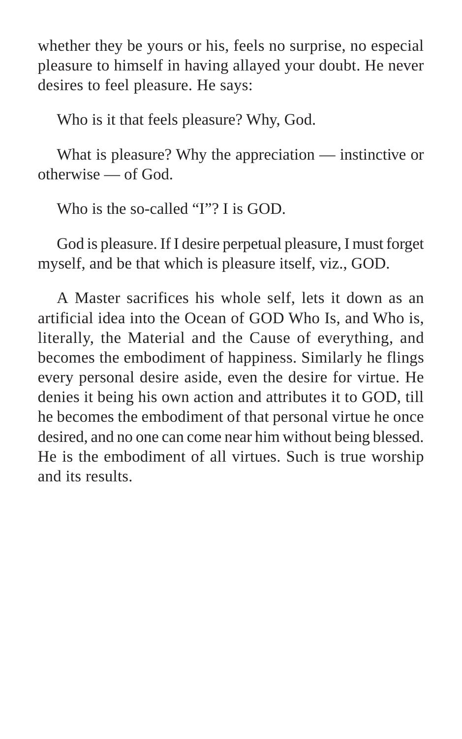whether they be yours or his, feels no surprise, no especial pleasure to himself in having allayed your doubt. He never desires to feel pleasure. He says:

Who is it that feels pleasure? Why, God.

What is pleasure? Why the appreciation — instinctive or otherwise — of God.

Who is the so-called "I"? I is GOD.

God is pleasure. If I desire perpetual pleasure, I must forget myself, and be that which is pleasure itself, viz., GOD.

A Master sacrifices his whole self, lets it down as an artificial idea into the Ocean of GOD Who Is, and Who is, literally, the Material and the Cause of everything, and becomes the embodiment of happiness. Similarly he flings every personal desire aside, even the desire for virtue. He denies it being his own action and attributes it to GOD, till he becomes the embodiment of that personal virtue he once desired, and no one can come near him without being blessed. He is the embodiment of all virtues. Such is true worship and its results.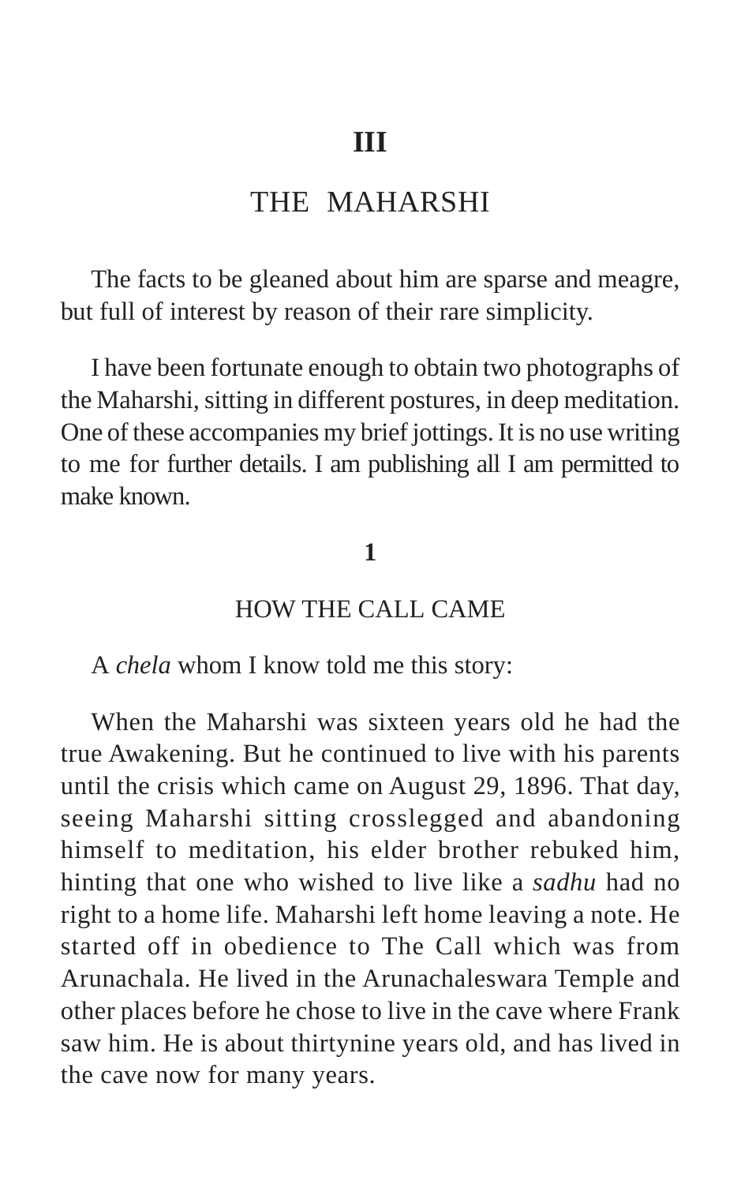# III

# THE MAHARSHI

The facts to be gleaned about him are sparse and meagre, but full of interest by reason of their rare simplicity.

I have been fortunate enough to obtain two photographs of the Maharshi, sitting in different postures, in deep meditation. One of these accompanies my brief jottings. It is no use writing to me for further details. I am publishing all I am permitted to make known.

## 1

## HOW THE CALL CAME

A *chela* whom I know told me this story:

When the Maharshi was sixteen years old he had the true Awakening. But he continued to live with his parents until the crisis which came on August 29, 1896. That day, seeing Maharshi sitting crosslegged and abandoning himself to meditation, his elder brother rebuked him, hinting that one who wished to live like a *sadhu* had no right to a home life. Maharshi left home leaving a note. He started off in obedience to The Call which was from Arunachala. He lived in the Arunachaleswara Temple and other places before he chose to live in the cave where Frank saw him. He is about thirtynine years old, and has lived in the cave now for many years.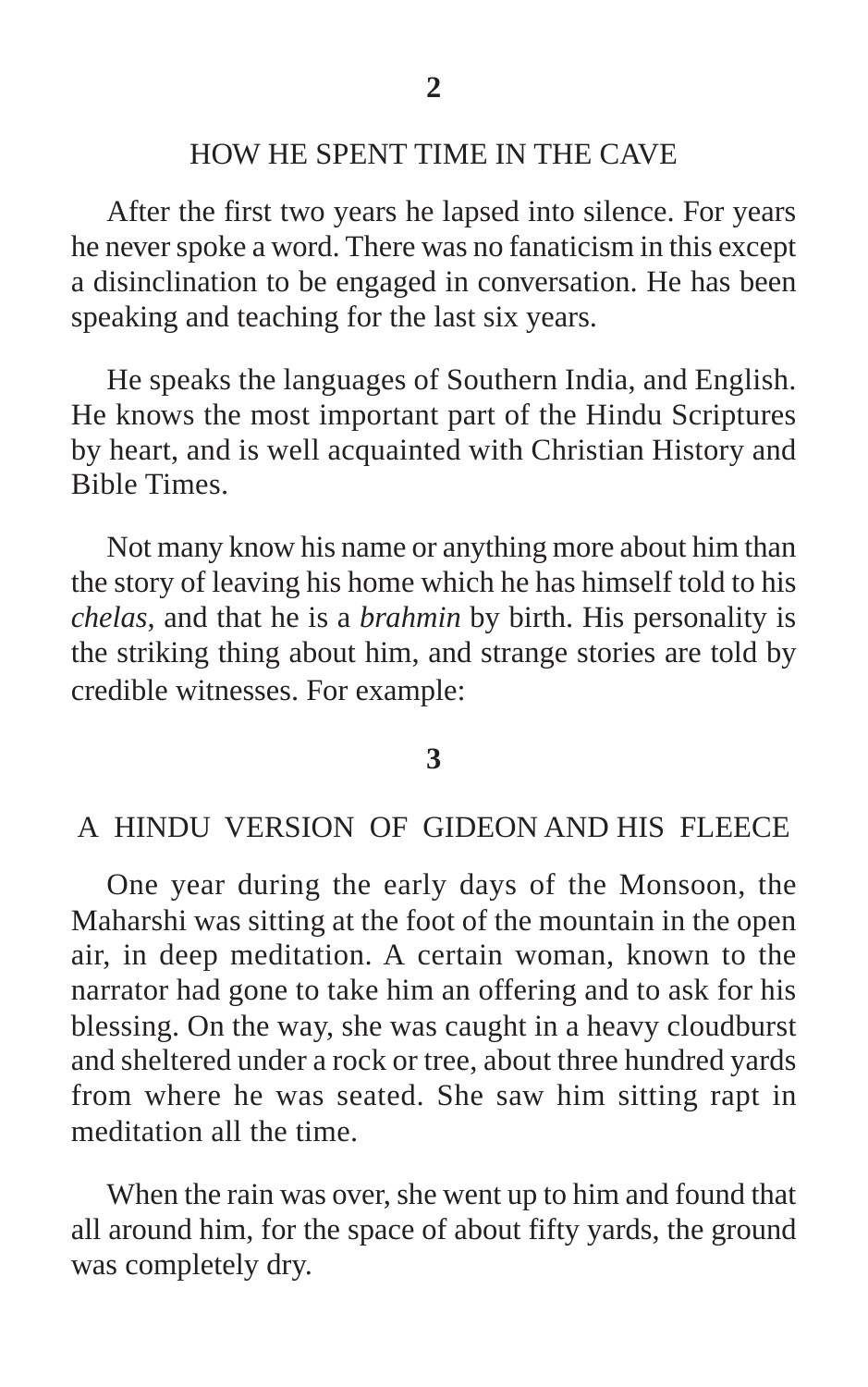## 2

### HOW HE SPENT TIME IN THE CAVE

After the first two years he lapsed into silence. For years he never spoke a word. There was no fanaticism in this except a disinclination to be engaged in conversation. He has been speaking and teaching for the last six years.

He speaks the languages of Southern India, and English. He knows the most important part of the Hindu Scriptures by heart, and is well acquainted with Christian History and Bible Times.

Not many know his name or anything more about him than the story of leaving his home which he has himself told to his *chelas*, and that he is a *brahmin* by birth. His personality is the striking thing about him, and strange stories are told by credible witnesses. For example:

## 3

### A HINDU VERSION OF GIDEON AND HIS FLEECE

One year during the early days of the Monsoon, the Maharshi was sitting at the foot of the mountain in the open air, in deep meditation. A certain woman, known to the narrator had gone to take him an offering and to ask for his blessing. On the way, she was caught in a heavy cloudburst and sheltered under a rock or tree, about three hundred yards from where he was seated. She saw him sitting rapt in meditation all the time.

When the rain was over, she went up to him and found that all around him, for the space of about fifty yards, the ground was completely dry.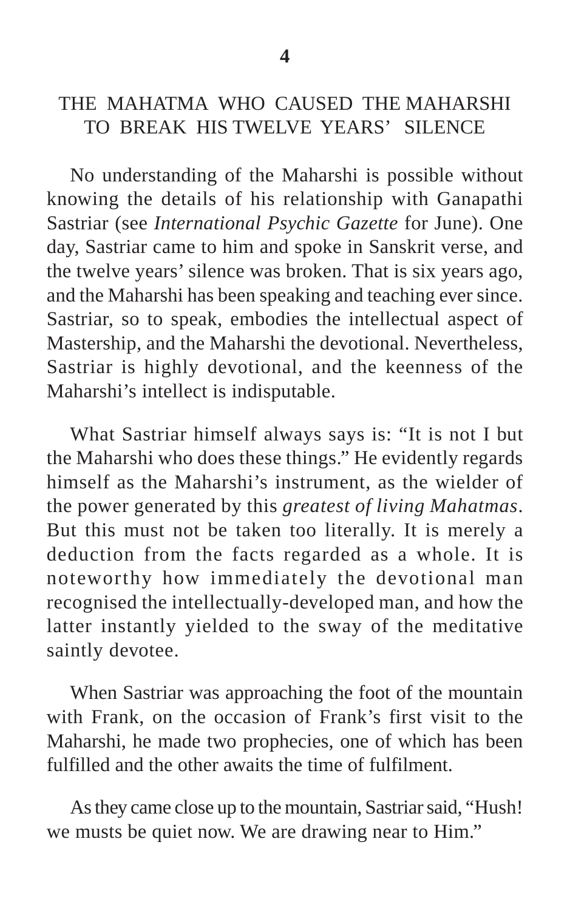# 4

## THE MAHATMA WHO CAUSED THE MAHARSHI TO BREAK HIS TWELVE YEARS' SILENCE

No understanding of the Maharshi is possible without knowing the details of his relationship with Ganapathi Sastriar (see *International Psychic Gazette* for June). One day, Sastriar came to him and spoke in Sanskrit verse, and the twelve years' silence was broken. That is six years ago, and the Maharshi has been speaking and teaching ever since. Sastriar, so to speak, embodies the intellectual aspect of Mastership, and the Maharshi the devotional. Nevertheless, Sastriar is highly devotional, and the keenness of the Maharshi's intellect is indisputable.

What Sastriar himself always says is: "It is not I but the Maharshi who does these things." He evidently regards himself as the Maharshi's instrument, as the wielder of the power generated by this *greatest of living Mahatmas*. But this must not be taken too literally. It is merely a deduction from the facts regarded as a whole. It is noteworthy how immediately the devotional man recognised the intellectually-developed man, and how the latter instantly yielded to the sway of the meditative saintly devotee.

When Sastriar was approaching the foot of the mountain with Frank, on the occasion of Frank's first visit to the Maharshi, he made two prophecies, one of which has been fulfilled and the other awaits the time of fulfilment.

As they came close up to the mountain, Sastriar said, "Hush! we musts be quiet now. We are drawing near to Him."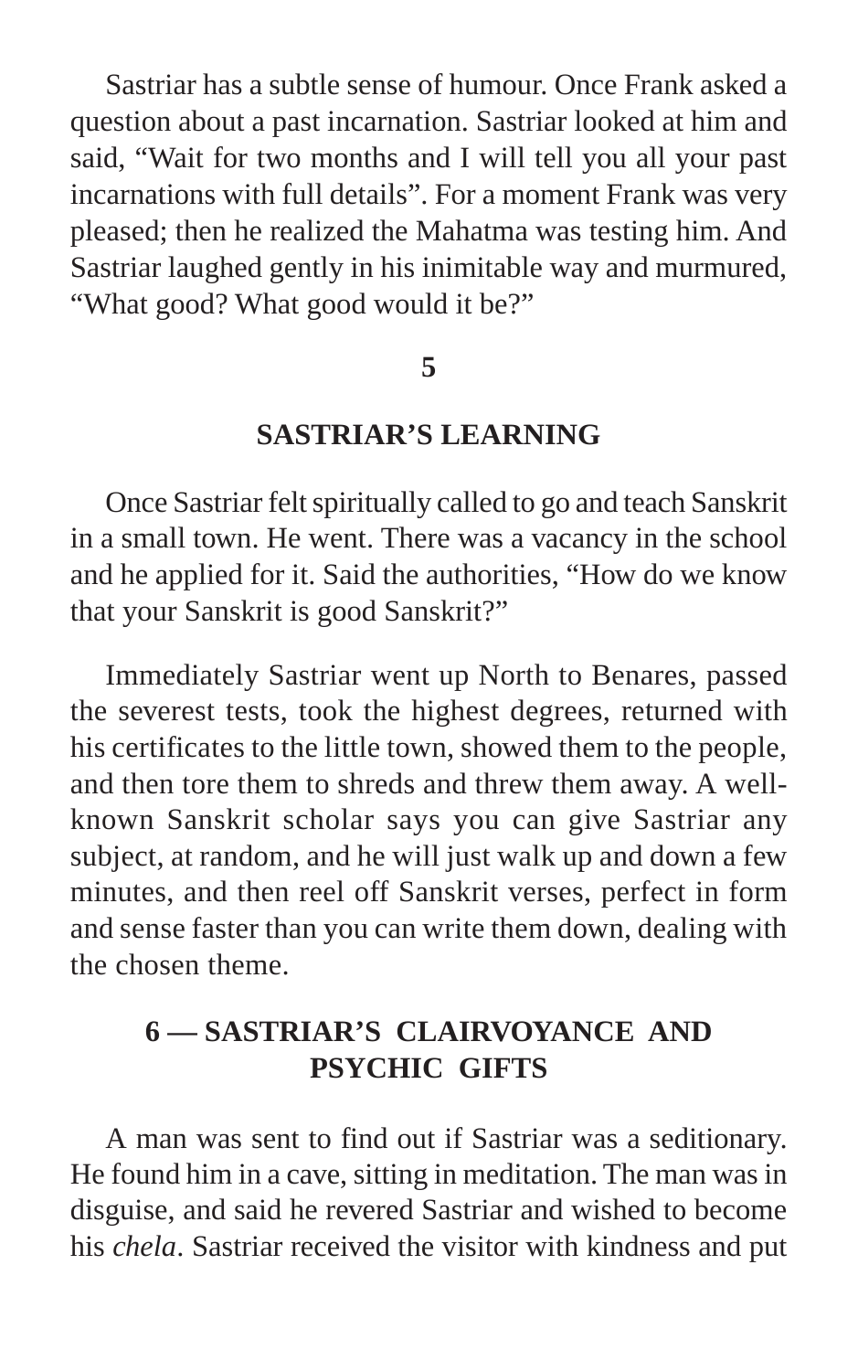Sastriar has a subtle sense of humour. Once Frank asked a question about a past incarnation. Sastriar looked at him and said, “Wait for two months and I will tell you all your past incarnations with full details”. For a moment Frank was very pleased; then he realized the Mahatma was testing him. And Sastriar laughed gently in his inimitable way and murmured, “What good? What good would it be?”

## 5

## SASTRIAR’S LEARNING

Once Sastriar felt spiritually called to go and teach Sanskrit in a small town. He went. There was a vacancy in the school and he applied for it. Said the authorities, “How do we know that your Sanskrit is good Sanskrit?”

Immediately Sastriar went up North to Benares, passed the severest tests, took the highest degrees, returned with his certificates to the little town, showed them to the people, and then tore them to shreds and threw them away. A well-known Sanskrit scholar says you can give Sastriar any subject, at random, and he will just walk up and down a few minutes, and then reel off Sanskrit verses, perfect in form and sense faster than you can write them down, dealing with the chosen theme.

## 6 — SASTRIAR’S CLAIRVOYANCE AND PSYCHIC GIFTS

A man was sent to find out if Sastriar was a seditionary. He found him in a cave, sitting in meditation. The man was in disguise, and said he revered Sastriar and wished to become his *chela*. Sastriar received the visitor with kindness and put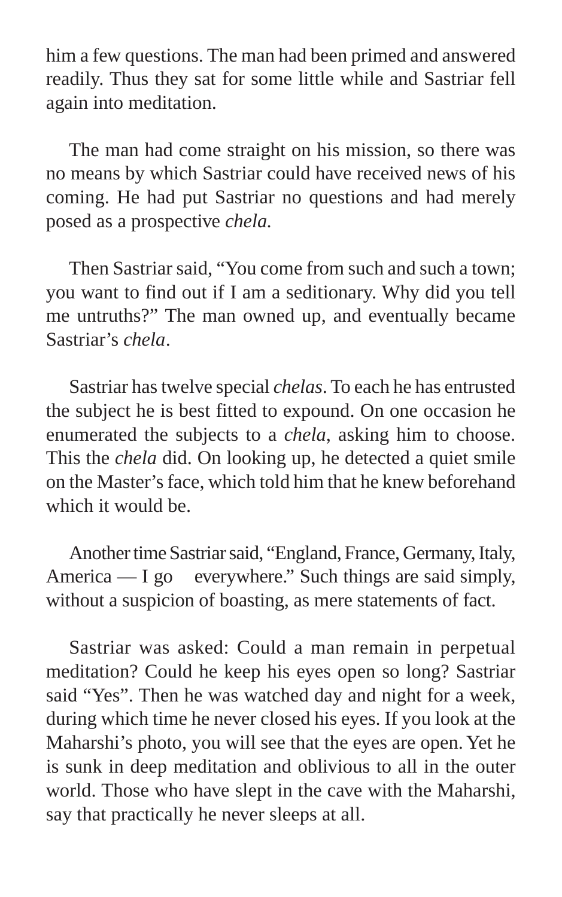him a few questions. The man had been primed and answered readily. Thus they sat for some little while and Sastriar fell again into meditation.

The man had come straight on his mission, so there was no means by which Sastriar could have received news of his coming. He had put Sastriar no questions and had merely posed as a prospective *chela.*

Then Sastriar said, "You come from such and such a town; you want to find out if I am a seditionary. Why did you tell me untruths?" The man owned up, and eventually became Sastriar's *chela*.

Sastriar has twelve special *chelas*. To each he has entrusted the subject he is best fitted to expound. On one occasion he enumerated the subjects to a *chela*, asking him to choose. This the *chela* did. On looking up, he detected a quiet smile on the Master's face, which told him that he knew beforehand which it would be.

Another time Sastriar said, "England, France, Germany, Italy, America — I go everywhere." Such things are said simply, without a suspicion of boasting, as mere statements of fact.

Sastriar was asked: Could a man remain in perpetual meditation? Could he keep his eyes open so long? Sastriar said "Yes". Then he was watched day and night for a week, during which time he never closed his eyes. If you look at the Maharshi's photo, you will see that the eyes are open. Yet he is sunk in deep meditation and oblivious to all in the outer world. Those who have slept in the cave with the Maharshi, say that practically he never sleeps at all.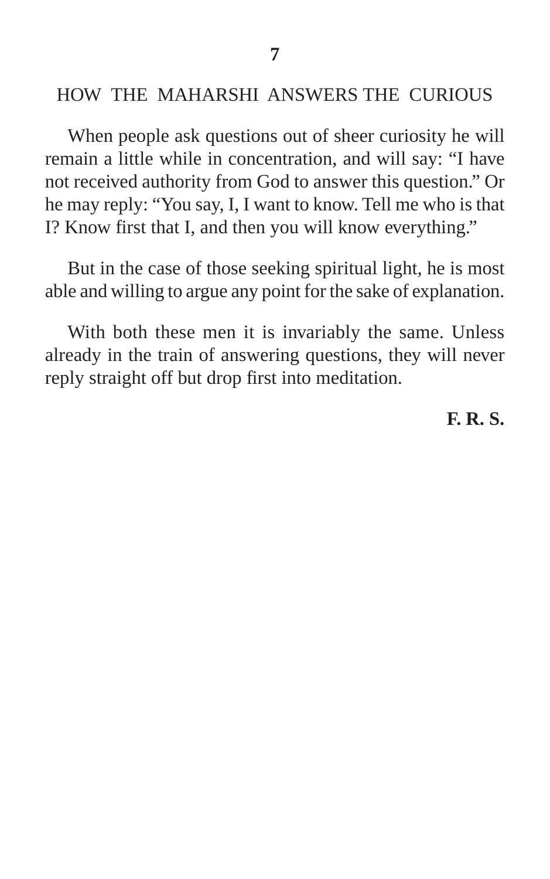## 7

## HOW THE MAHARSHI ANSWERS THE CURIOUS

When people ask questions out of sheer curiosity he will remain a little while in concentration, and will say: "I have not received authority from God to answer this question." Or he may reply: "You say, I, I want to know. Tell me who is that I? Know first that I, and then you will know everything."

But in the case of those seeking spiritual light, he is most able and willing to argue any point for the sake of explanation.

With both these men it is invariably the same. Unless already in the train of answering questions, they will never reply straight off but drop first into meditation.

**F. R. S.**